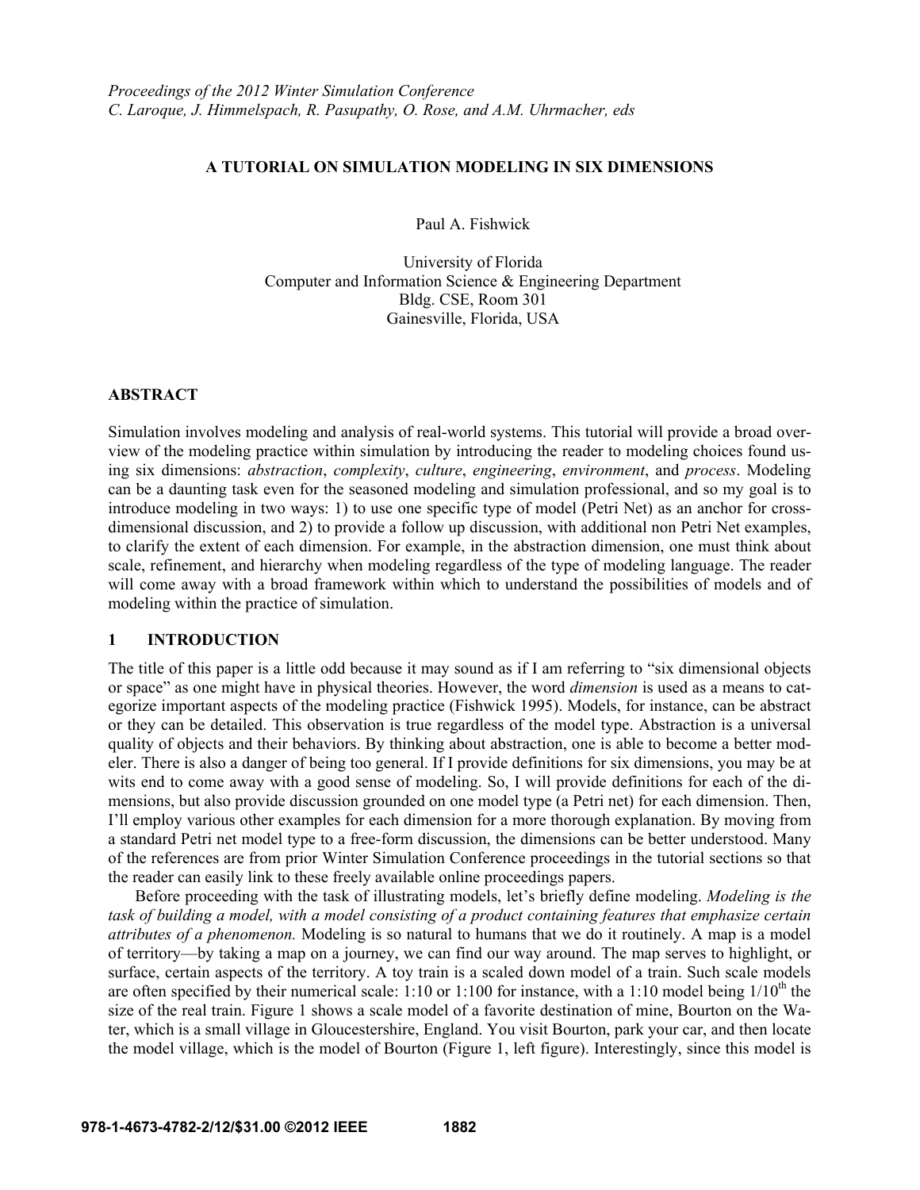*Proceedings of the 2012 Winter Simulation Conference*
*C. Laroque, J. Himmelspach, R. Pasupathy, O. Rose, and A.M. Uhrmacher, eds*

# A TUTORIAL ON SIMULATION MODELING IN SIX DIMENSIONS

Paul A. Fishwick

University of Florida
Computer and Information Science & Engineering Department
Bldg. CSE, Room 301
Gainesville, Florida, USA

## ABSTRACT

Simulation involves modeling and analysis of real-world systems. This tutorial will provide a broad overview of the modeling practice within simulation by introducing the reader to modeling choices found using six dimensions: *abstraction*, *complexity*, *culture*, *engineering*, *environment*, and *process*. Modeling can be a daunting task even for the seasoned modeling and simulation professional, and so my goal is to introduce modeling in two ways: 1) to use one specific type of model (Petri Net) as an anchor for cross-dimensional discussion, and 2) to provide a follow up discussion, with additional non Petri Net examples, to clarify the extent of each dimension. For example, in the abstraction dimension, one must think about scale, refinement, and hierarchy when modeling regardless of the type of modeling language. The reader will come away with a broad framework within which to understand the possibilities of models and of modeling within the practice of simulation.

## 1 INTRODUCTION

The title of this paper is a little odd because it may sound as if I am referring to "six dimensional objects or space" as one might have in physical theories. However, the word *dimension* is used as a means to categorize important aspects of the modeling practice (Fishwick 1995). Models, for instance, can be abstract or they can be detailed. This observation is true regardless of the model type. Abstraction is a universal quality of objects and their behaviors. By thinking about abstraction, one is able to become a better modeler. There is also a danger of being too general. If I provide definitions for six dimensions, you may be at wits end to come away with a good sense of modeling. So, I will provide definitions for each of the dimensions, but also provide discussion grounded on one model type (a Petri net) for each dimension. Then, I'll employ various other examples for each dimension for a more thorough explanation. By moving from a standard Petri net model type to a free-form discussion, the dimensions can be better understood. Many of the references are from prior Winter Simulation Conference proceedings in the tutorial sections so that the reader can easily link to these freely available online proceedings papers.

Before proceeding with the task of illustrating models, let's briefly define modeling. *Modeling is the task of building a model, with a model consisting of a product containing features that emphasize certain attributes of a phenomenon.* Modeling is so natural to humans that we do it routinely. A map is a model of territory—by taking a map on a journey, we can find our way around. The map serves to highlight, or surface, certain aspects of the territory. A toy train is a scaled down model of a train. Such scale models are often specified by their numerical scale: 1:10 or 1:100 for instance, with a 1:10 model being 1/10th the size of the real train. Figure 1 shows a scale model of a favorite destination of mine, Bourton on the Water, which is a small village in Gloucestershire, England. You visit Bourton, park your car, and then locate the model village, which is the model of Bourton (Figure 1, left figure). Interestingly, since this model is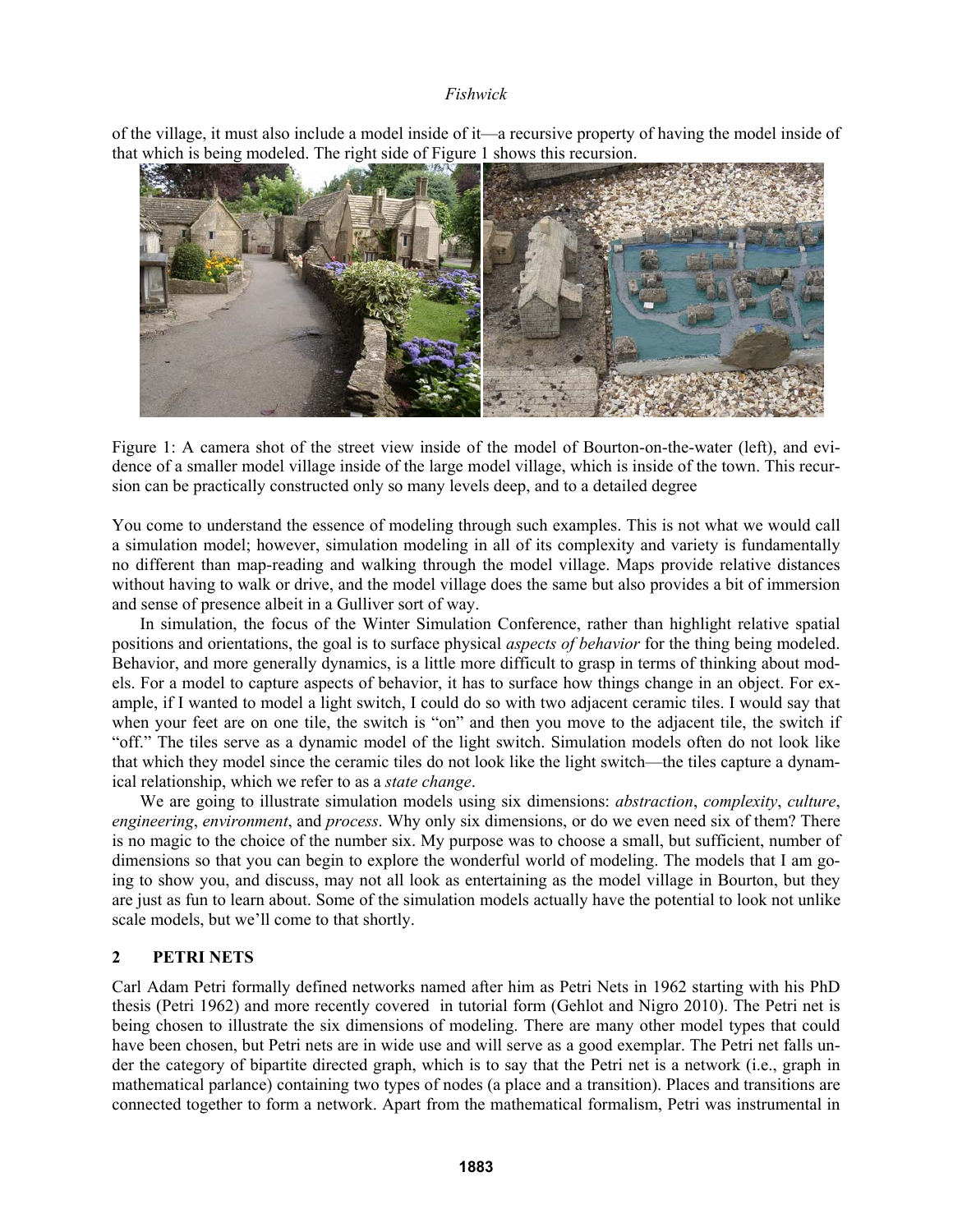of the village, it must also include a model inside of it—a recursive property of having the model inside of that which is being modeled. The right side of Figure 1 shows this recursion.

Figure 1: A camera shot of the street view inside of the model of Bourton-on-the-water (left), and evidence of a smaller model village inside of the large model village, which is inside of the town. This recursion can be practically constructed only so many levels deep, and to a detailed degree

You come to understand the essence of modeling through such examples. This is not what we would call a simulation model; however, simulation modeling in all of its complexity and variety is fundamentally no different than map-reading and walking through the model village. Maps provide relative distances without having to walk or drive, and the model village does the same but also provides a bit of immersion and sense of presence albeit in a Gulliver sort of way.

In simulation, the focus of the Winter Simulation Conference, rather than highlight relative spatial positions and orientations, the goal is to surface physical *aspects of behavior* for the thing being modeled. Behavior, and more generally dynamics, is a little more difficult to grasp in terms of thinking about models. For a model to capture aspects of behavior, it has to surface how things change in an object. For example, if I wanted to model a light switch, I could do so with two adjacent ceramic tiles. I would say that when your feet are on one tile, the switch is "on" and then you move to the adjacent tile, the switch if "off." The tiles serve as a dynamic model of the light switch. Simulation models often do not look like that which they model since the ceramic tiles do not look like the light switch—the tiles capture a dynamical relationship, which we refer to as a *state change*.

We are going to illustrate simulation models using six dimensions: *abstraction*, *complexity*, *culture*, *engineering*, *environment*, and *process*. Why only six dimensions, or do we even need six of them? There is no magic to the choice of the number six. My purpose was to choose a small, but sufficient, number of dimensions so that you can begin to explore the wonderful world of modeling. The models that I am going to show you, and discuss, may not all look as entertaining as the model village in Bourton, but they are just as fun to learn about. Some of the simulation models actually have the potential to look not unlike scale models, but we'll come to that shortly.

## 2 PETRI NETS

Carl Adam Petri formally defined networks named after him as Petri Nets in 1962 starting with his PhD thesis (Petri 1962) and more recently covered in tutorial form (Gehlot and Nigro 2010). The Petri net is being chosen to illustrate the six dimensions of modeling. There are many other model types that could have been chosen, but Petri nets are in wide use and will serve as a good exemplar. The Petri net falls under the category of bipartite directed graph, which is to say that the Petri net is a network (i.e., graph in mathematical parlance) containing two types of nodes (a place and a transition). Places and transitions are connected together to form a network. Apart from the mathematical formalism, Petri was instrumental in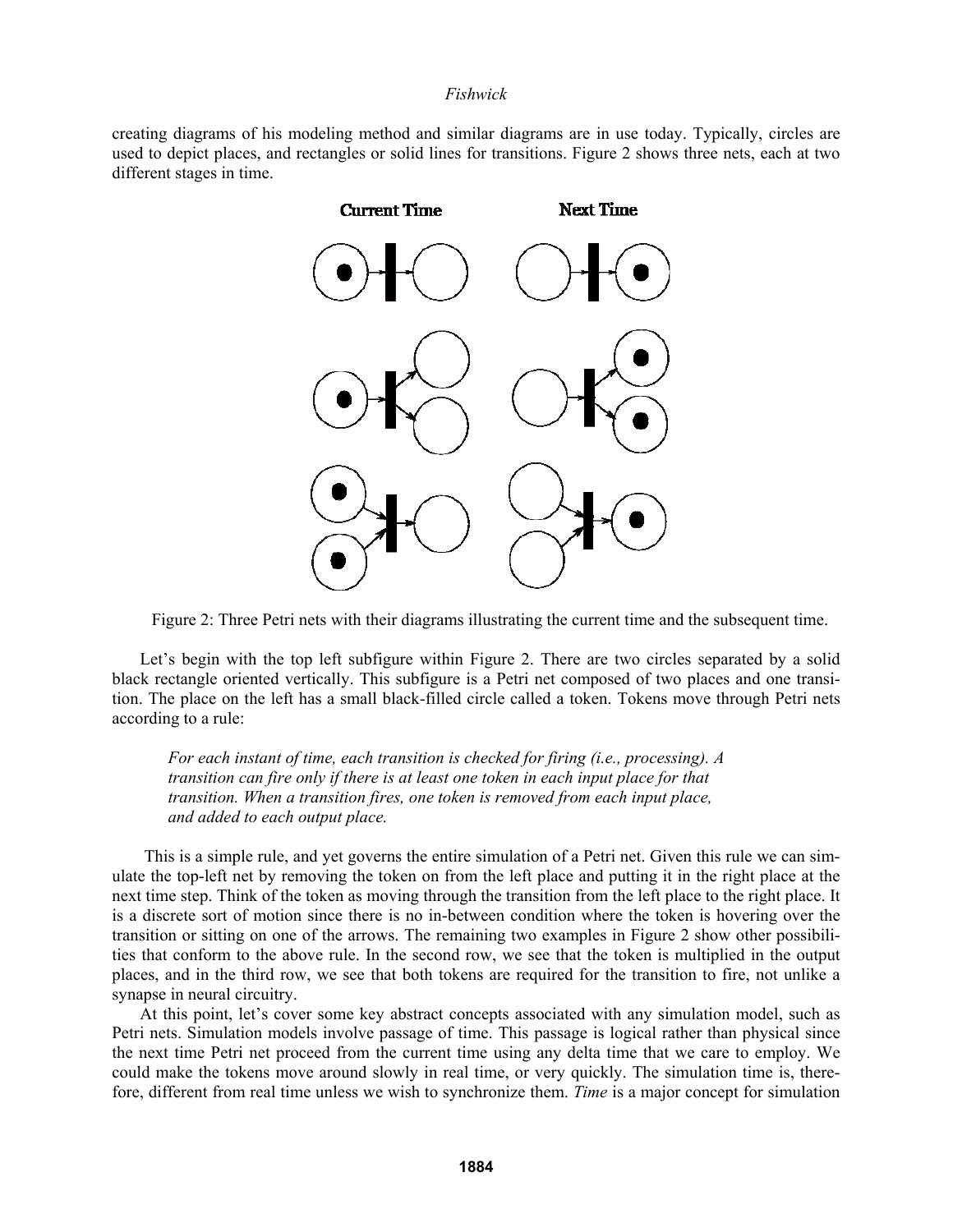creating diagrams of his modeling method and similar diagrams are in use today. Typically, circles are used to depict places, and rectangles or solid lines for transitions. Figure 2 shows three nets, each at two different stages in time.

Current Time

Next Time

Figure 2: Three Petri nets with their diagrams illustrating the current time and the subsequent time.

Let's begin with the top left subfigure within Figure 2. There are two circles separated by a solid black rectangle oriented vertically. This subfigure is a Petri net composed of two places and one transition. The place on the left has a small black-filled circle called a token. Tokens move through Petri nets according to a rule:

> *For each instant of time, each transition is checked for firing (i.e., processing). A transition can fire only if there is at least one token in each input place for that transition. When a transition fires, one token is removed from each input place, and added to each output place.*

This is a simple rule, and yet governs the entire simulation of a Petri net. Given this rule we can simulate the top-left net by removing the token on from the left place and putting it in the right place at the next time step. Think of the token as moving through the transition from the left place to the right place. It is a discrete sort of motion since there is no in-between condition where the token is hovering over the transition or sitting on one of the arrows. The remaining two examples in Figure 2 show other possibilities that conform to the above rule. In the second row, we see that the token is multiplied in the output places, and in the third row, we see that both tokens are required for the transition to fire, not unlike a synapse in neural circuitry.

At this point, let's cover some key abstract concepts associated with any simulation model, such as Petri nets. Simulation models involve passage of time. This passage is logical rather than physical since the next time Petri net proceed from the current time using any delta time that we care to employ. We could make the tokens move around slowly in real time, or very quickly. The simulation time is, therefore, different from real time unless we wish to synchronize them. *Time* is a major concept for simulation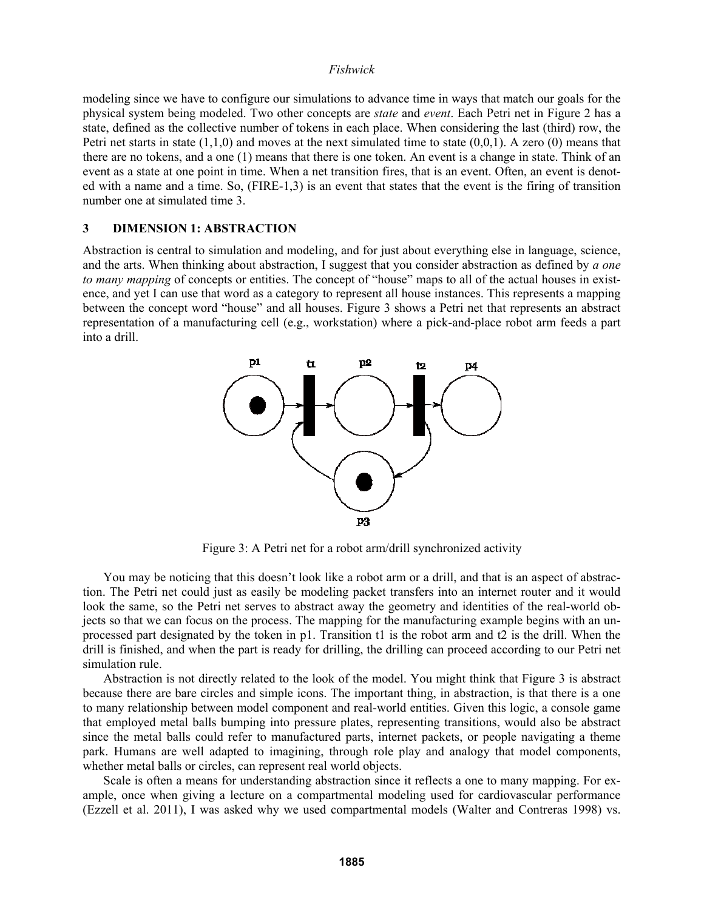modeling since we have to configure our simulations to advance time in ways that match our goals for the physical system being modeled. Two other concepts are *state* and *event*. Each Petri net in Figure 2 has a state, defined as the collective number of tokens in each place. When considering the last (third) row, the Petri net starts in state (1,1,0) and moves at the next simulated time to state (0,0,1). A zero (0) means that there are no tokens, and a one (1) means that there is one token. An event is a change in state. Think of an event as a state at one point in time. When a net transition fires, that is an event. Often, an event is denoted with a name and a time. So, (FIRE-1,3) is an event that states that the event is the firing of transition number one at simulated time 3.

## 3 DIMENSION 1: ABSTRACTION

Abstraction is central to simulation and modeling, and for just about everything else in language, science, and the arts. When thinking about abstraction, I suggest that you consider abstraction as defined by *a one to many mapping* of concepts or entities. The concept of "house" maps to all of the actual houses in existence, and yet I can use that word as a category to represent all house instances. This represents a mapping between the concept word "house" and all houses. Figure 3 shows a Petri net that represents an abstract representation of a manufacturing cell (e.g., workstation) where a pick-and-place robot arm feeds a part into a drill.

p1 t1 p2 t2 p4
p3

Figure 3: A Petri net for a robot arm/drill synchronized activity

You may be noticing that this doesn't look like a robot arm or a drill, and that is an aspect of abstraction. The Petri net could just as easily be modeling packet transfers into an internet router and it would look the same, so the Petri net serves to abstract away the geometry and identities of the real-world objects so that we can focus on the process. The mapping for the manufacturing example begins with an unprocessed part designated by the token in p1. Transition t1 is the robot arm and t2 is the drill. When the drill is finished, and when the part is ready for drilling, the drilling can proceed according to our Petri net simulation rule.

Abstraction is not directly related to the look of the model. You might think that Figure 3 is abstract because there are bare circles and simple icons. The important thing, in abstraction, is that there is a one to many relationship between model component and real-world entities. Given this logic, a console game that employed metal balls bumping into pressure plates, representing transitions, would also be abstract since the metal balls could refer to manufactured parts, internet packets, or people navigating a theme park. Humans are well adapted to imagining, through role play and analogy that model components, whether metal balls or circles, can represent real world objects.

Scale is often a means for understanding abstraction since it reflects a one to many mapping. For example, once when giving a lecture on a compartmental modeling used for cardiovascular performance (Ezzell et al. 2011), I was asked why we used compartmental models (Walter and Contreras 1998) vs.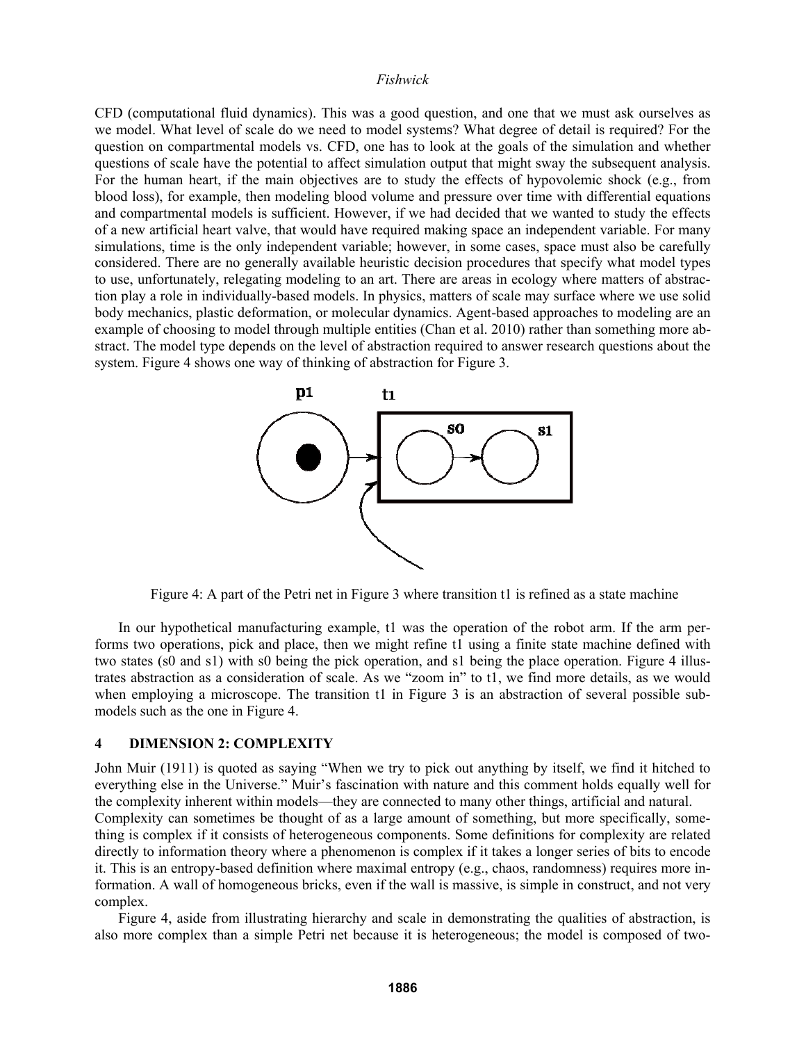CFD (computational fluid dynamics). This was a good question, and one that we must ask ourselves as we model. What level of scale do we need to model systems? What degree of detail is required? For the question on compartmental models vs. CFD, one has to look at the goals of the simulation and whether questions of scale have the potential to affect simulation output that might sway the subsequent analysis. For the human heart, if the main objectives are to study the effects of hypovolemic shock (e.g., from blood loss), for example, then modeling blood volume and pressure over time with differential equations and compartmental models is sufficient. However, if we had decided that we wanted to study the effects of a new artificial heart valve, that would have required making space an independent variable. For many simulations, time is the only independent variable; however, in some cases, space must also be carefully considered. There are no generally available heuristic decision procedures that specify what model types to use, unfortunately, relegating modeling to an art. There are areas in ecology where matters of abstraction play a role in individually-based models. In physics, matters of scale may surface where we use solid body mechanics, plastic deformation, or molecular dynamics. Agent-based approaches to modeling are an example of choosing to model through multiple entities (Chan et al. 2010) rather than something more abstract. The model type depends on the level of abstraction required to answer research questions about the system. Figure 4 shows one way of thinking of abstraction for Figure 3.

p1

t1

s0

s1

Figure 4: A part of the Petri net in Figure 3 where transition t1 is refined as a state machine

In our hypothetical manufacturing example, t1 was the operation of the robot arm. If the arm performs two operations, pick and place, then we might refine t1 using a finite state machine defined with two states (s0 and s1) with s0 being the pick operation, and s1 being the place operation. Figure 4 illustrates abstraction as a consideration of scale. As we "zoom in" to t1, we find more details, as we would when employing a microscope. The transition t1 in Figure 3 is an abstraction of several possible submodels such as the one in Figure 4.

## 4 DIMENSION 2: COMPLEXITY

John Muir (1911) is quoted as saying "When we try to pick out anything by itself, we find it hitched to everything else in the Universe." Muir's fascination with nature and this comment holds equally well for the complexity inherent within models—they are connected to many other things, artificial and natural.

Complexity can sometimes be thought of as a large amount of something, but more specifically, something is complex if it consists of heterogeneous components. Some definitions for complexity are related directly to information theory where a phenomenon is complex if it takes a longer series of bits to encode it. This is an entropy-based definition where maximal entropy (e.g., chaos, randomness) requires more information. A wall of homogeneous bricks, even if the wall is massive, is simple in construct, and not very complex.

Figure 4, aside from illustrating hierarchy and scale in demonstrating the qualities of abstraction, is also more complex than a simple Petri net because it is heterogeneous; the model is composed of two-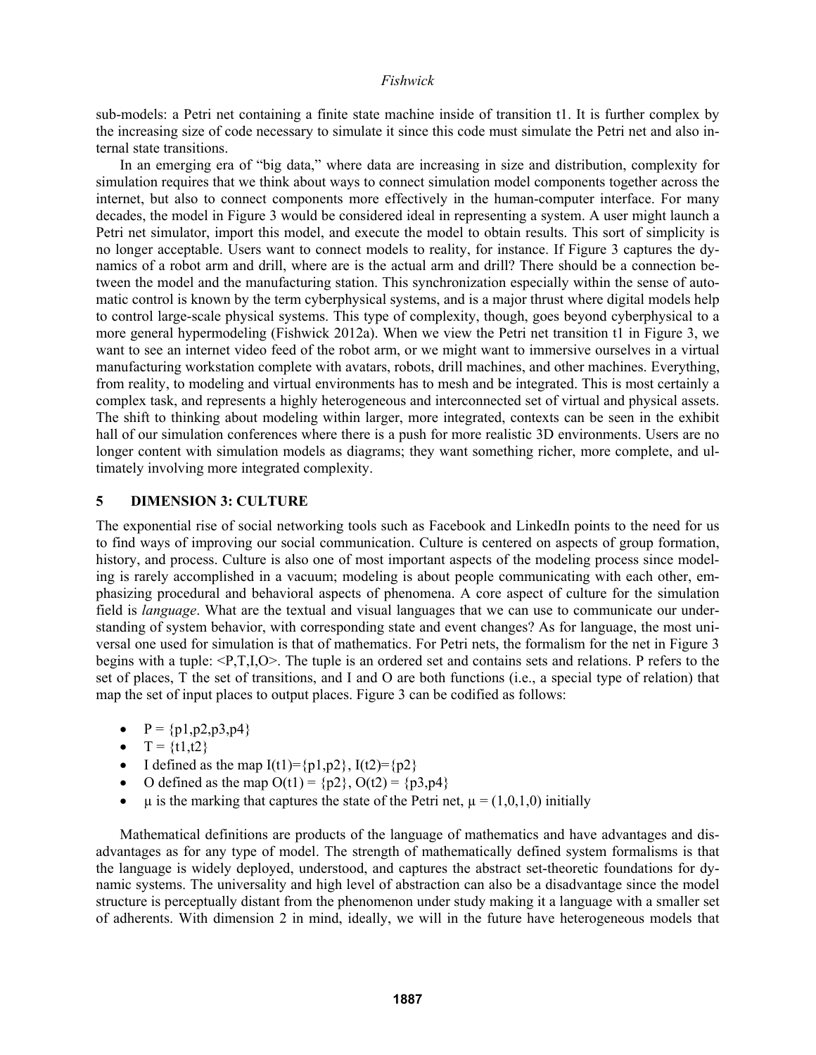sub-models: a Petri net containing a finite state machine inside of transition t1. It is further complex by the increasing size of code necessary to simulate it since this code must simulate the Petri net and also internal state transitions.

In an emerging era of "big data," where data are increasing in size and distribution, complexity for simulation requires that we think about ways to connect simulation model components together across the internet, but also to connect components more effectively in the human-computer interface. For many decades, the model in Figure 3 would be considered ideal in representing a system. A user might launch a Petri net simulator, import this model, and execute the model to obtain results. This sort of simplicity is no longer acceptable. Users want to connect models to reality, for instance. If Figure 3 captures the dynamics of a robot arm and drill, where are is the actual arm and drill? There should be a connection between the model and the manufacturing station. This synchronization especially within the sense of automatic control is known by the term cyberphysical systems, and is a major thrust where digital models help to control large-scale physical systems. This type of complexity, though, goes beyond cyberphysical to a more general hypermodeling (Fishwick 2012a). When we view the Petri net transition t1 in Figure 3, we want to see an internet video feed of the robot arm, or we might want to immersive ourselves in a virtual manufacturing workstation complete with avatars, robots, drill machines, and other machines. Everything, from reality, to modeling and virtual environments has to mesh and be integrated. This is most certainly a complex task, and represents a highly heterogeneous and interconnected set of virtual and physical assets. The shift to thinking about modeling within larger, more integrated, contexts can be seen in the exhibit hall of our simulation conferences where there is a push for more realistic 3D environments. Users are no longer content with simulation models as diagrams; they want something richer, more complete, and ultimately involving more integrated complexity.

## 5 DIMENSION 3: CULTURE

The exponential rise of social networking tools such as Facebook and LinkedIn points to the need for us to find ways of improving our social communication. Culture is centered on aspects of group formation, history, and process. Culture is also one of most important aspects of the modeling process since modeling is rarely accomplished in a vacuum; modeling is about people communicating with each other, emphasizing procedural and behavioral aspects of phenomena. A core aspect of culture for the simulation field is *language*. What are the textual and visual languages that we can use to communicate our understanding of system behavior, with corresponding state and event changes? As for language, the most universal one used for simulation is that of mathematics. For Petri nets, the formalism for the net in Figure 3 begins with a tuple: <P,T,I,O>. The tuple is an ordered set and contains sets and relations. P refers to the set of places, T the set of transitions, and I and O are both functions (i.e., a special type of relation) that map the set of input places to output places. Figure 3 can be codified as follows:

- $P = \{p1,p2,p3,p4\}$
- $T = \{t1,t2\}$
- I defined as the map $I(t1)=\{p1,p2\}$, $I(t2)=\{p2\}$
- O defined as the map $O(t1) = \{p2\}$, $O(t2) = \{p3,p4\}$
- $\mu$ is the marking that captures the state of the Petri net, $\mu = (1,0,1,0)$ initially

Mathematical definitions are products of the language of mathematics and have advantages and disadvantages as for any type of model. The strength of mathematically defined system formalisms is that the language is widely deployed, understood, and captures the abstract set-theoretic foundations for dynamic systems. The universality and high level of abstraction can also be a disadvantage since the model structure is perceptually distant from the phenomenon under study making it a language with a smaller set of adherents. With dimension 2 in mind, ideally, we will in the future have heterogeneous models that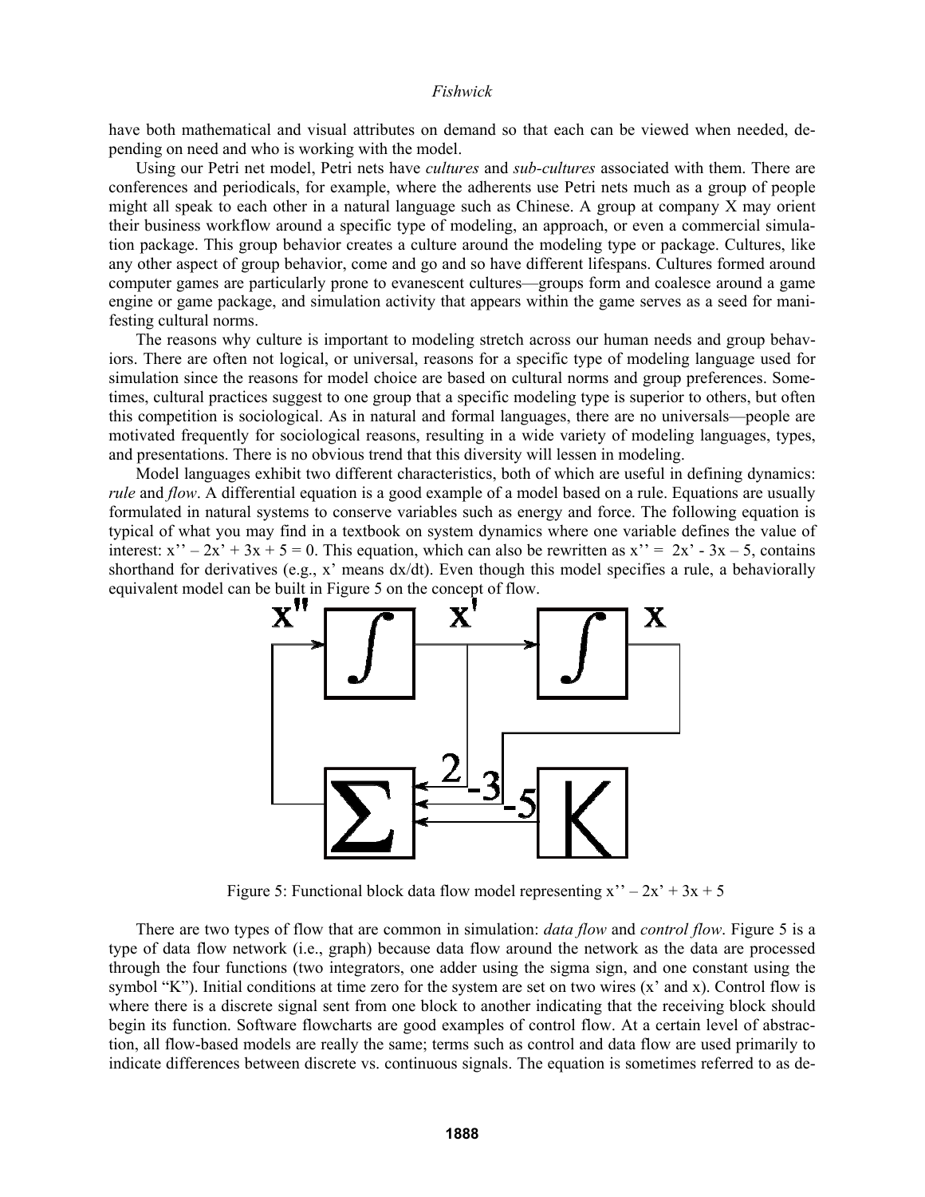have both mathematical and visual attributes on demand so that each can be viewed when needed, depending on need and who is working with the model.

Using our Petri net model, Petri nets have *cultures* and *sub-cultures* associated with them. There are conferences and periodicals, for example, where the adherents use Petri nets much as a group of people might all speak to each other in a natural language such as Chinese. A group at company X may orient their business workflow around a specific type of modeling, an approach, or even a commercial simulation package. This group behavior creates a culture around the modeling type or package. Cultures, like any other aspect of group behavior, come and go and so have different lifespans. Cultures formed around computer games are particularly prone to evanescent cultures—groups form and coalesce around a game engine or game package, and simulation activity that appears within the game serves as a seed for manifesting cultural norms.

The reasons why culture is important to modeling stretch across our human needs and group behaviors. There are often not logical, or universal, reasons for a specific type of modeling language used for simulation since the reasons for model choice are based on cultural norms and group preferences. Sometimes, cultural practices suggest to one group that a specific modeling type is superior to others, but often this competition is sociological. As in natural and formal languages, there are no universals—people are motivated frequently for sociological reasons, resulting in a wide variety of modeling languages, types, and presentations. There is no obvious trend that this diversity will lessen in modeling.

Model languages exhibit two different characteristics, both of which are useful in defining dynamics: *rule* and *flow*. A differential equation is a good example of a model based on a rule. Equations are usually formulated in natural systems to conserve variables such as energy and force. The following equation is typical of what you may find in a textbook on system dynamics where one variable defines the value of interest: $x'' - 2x' + 3x + 5 = 0$. This equation, which can also be rewritten as $x'' = 2x' - 3x - 5$, contains shorthand for derivatives (e.g., $x'$ means $dx/dt$). Even though this model specifies a rule, a behaviorally equivalent model can be built in Figure 5 on the concept of flow.

x''
x'
x
2
-3
-5
K

Figure 5: Functional block data flow model representing $x'' - 2x' + 3x + 5$

There are two types of flow that are common in simulation: *data flow* and *control flow*. Figure 5 is a type of data flow network (i.e., graph) because data flow around the network as the data are processed through the four functions (two integrators, one adder using the sigma sign, and one constant using the symbol "K"). Initial conditions at time zero for the system are set on two wires ($x'$ and $x$). Control flow is where there is a discrete signal sent from one block to another indicating that the receiving block should begin its function. Software flowcharts are good examples of control flow. At a certain level of abstraction, all flow-based models are really the same; terms such as control and data flow are used primarily to indicate differences between discrete vs. continuous signals. The equation is sometimes referred to as de-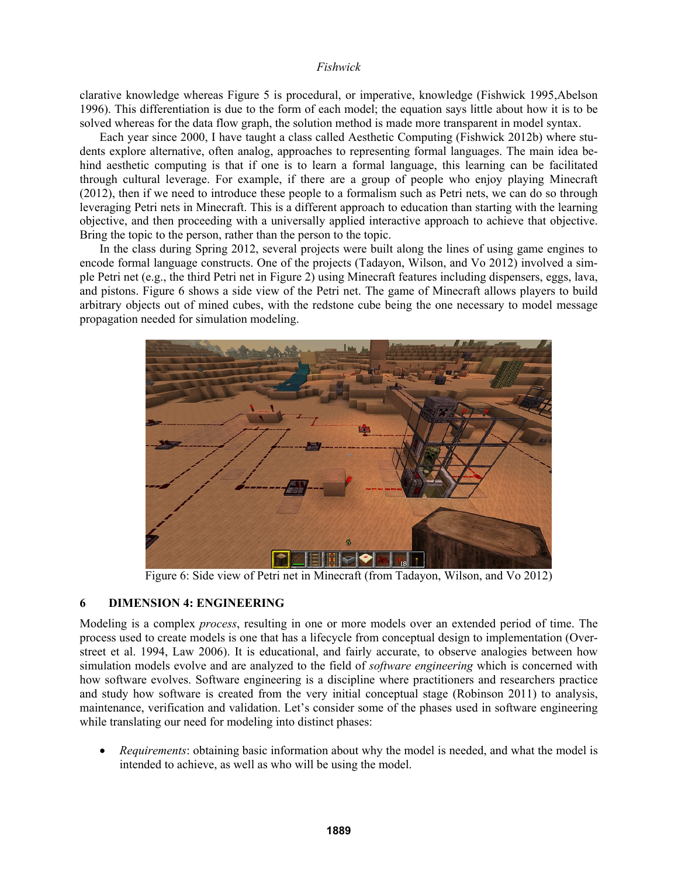clarative knowledge whereas Figure 5 is procedural, or imperative, knowledge (Fishwick 1995,Abelson 1996). This differentiation is due to the form of each model; the equation says little about how it is to be solved whereas for the data flow graph, the solution method is made more transparent in model syntax.

Each year since 2000, I have taught a class called Aesthetic Computing (Fishwick 2012b) where students explore alternative, often analog, approaches to representing formal languages. The main idea behind aesthetic computing is that if one is to learn a formal language, this learning can be facilitated through cultural leverage. For example, if there are a group of people who enjoy playing Minecraft (2012), then if we need to introduce these people to a formalism such as Petri nets, we can do so through leveraging Petri nets in Minecraft. This is a different approach to education than starting with the learning objective, and then proceeding with a universally applied interactive approach to achieve that objective. Bring the topic to the person, rather than the person to the topic.

In the class during Spring 2012, several projects were built along the lines of using game engines to encode formal language constructs. One of the projects (Tadayon, Wilson, and Vo 2012) involved a simple Petri net (e.g., the third Petri net in Figure 2) using Minecraft features including dispensers, eggs, lava, and pistons. Figure 6 shows a side view of the Petri net. The game of Minecraft allows players to build arbitrary objects out of mined cubes, with the redstone cube being the one necessary to model message propagation needed for simulation modeling.

Figure 6: Side view of Petri net in Minecraft (from Tadayon, Wilson, and Vo 2012)

## 6 DIMENSION 4: ENGINEERING

Modeling is a complex *process*, resulting in one or more models over an extended period of time. The process used to create models is one that has a lifecycle from conceptual design to implementation (Overstreet et al. 1994, Law 2006). It is educational, and fairly accurate, to observe analogies between how simulation models evolve and are analyzed to the field of *software engineering* which is concerned with how software evolves. Software engineering is a discipline where practitioners and researchers practice and study how software is created from the very initial conceptual stage (Robinson 2011) to analysis, maintenance, verification and validation. Let's consider some of the phases used in software engineering while translating our need for modeling into distinct phases:

- *Requirements*: obtaining basic information about why the model is needed, and what the model is intended to achieve, as well as who will be using the model.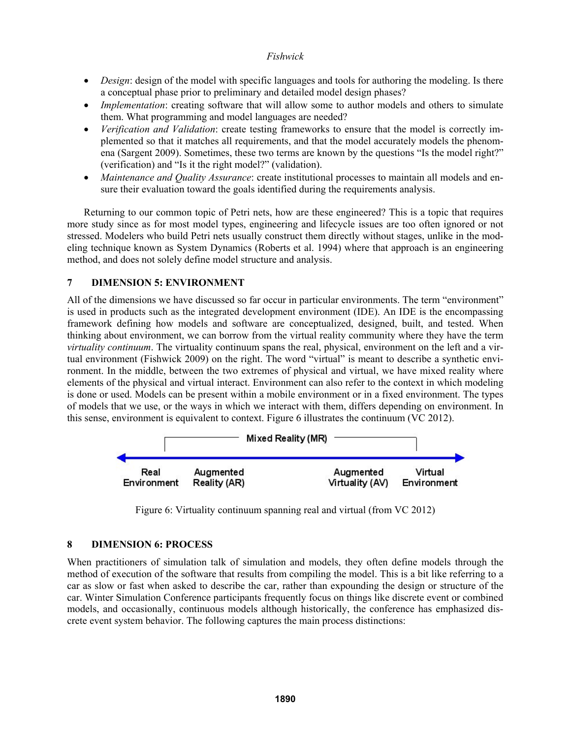- *Design*: design of the model with specific languages and tools for authoring the modeling. Is there a conceptual phase prior to preliminary and detailed model design phases?
- *Implementation*: creating software that will allow some to author models and others to simulate them. What programming and model languages are needed?
- *Verification and Validation*: create testing frameworks to ensure that the model is correctly implemented so that it matches all requirements, and that the model accurately models the phenomena (Sargent 2009). Sometimes, these two terms are known by the questions "Is the model right?" (verification) and "Is it the right model?" (validation).
- *Maintenance and Quality Assurance*: create institutional processes to maintain all models and ensure their evaluation toward the goals identified during the requirements analysis.

Returning to our common topic of Petri nets, how are these engineered? This is a topic that requires more study since as for most model types, engineering and lifecycle issues are too often ignored or not stressed. Modelers who build Petri nets usually construct them directly without stages, unlike in the modeling technique known as System Dynamics (Roberts et al. 1994) where that approach is an engineering method, and does not solely define model structure and analysis.

## 7 DIMENSION 5: ENVIRONMENT

All of the dimensions we have discussed so far occur in particular environments. The term "environment" is used in products such as the integrated development environment (IDE). An IDE is the encompassing framework defining how models and software are conceptualized, designed, built, and tested. When thinking about environment, we can borrow from the virtual reality community where they have the term *virtuality continuum*. The virtuality continuum spans the real, physical, environment on the left and a virtual environment (Fishwick 2009) on the right. The word "virtual" is meant to describe a synthetic environment. In the middle, between the two extremes of physical and virtual, we have mixed reality where elements of the physical and virtual interact. Environment can also refer to the context in which modeling is done or used. Models can be present within a mobile environment or in a fixed environment. The types of models that we use, or the ways in which we interact with them, differs depending on environment. In this sense, environment is equivalent to context. Figure 6 illustrates the continuum (VC 2012).

Mixed Reality (MR)

Real Environment

Augmented Reality (AR)

Augmented Virtuality (AV)

Virtual Environment

Figure 6: Virtuality continuum spanning real and virtual (from VC 2012)

## 8 DIMENSION 6: PROCESS

When practitioners of simulation talk of simulation and models, they often define models through the method of execution of the software that results from compiling the model. This is a bit like referring to a car as slow or fast when asked to describe the car, rather than expounding the design or structure of the car. Winter Simulation Conference participants frequently focus on things like discrete event or combined models, and occasionally, continuous models although historically, the conference has emphasized discrete event system behavior. The following captures the main process distinctions: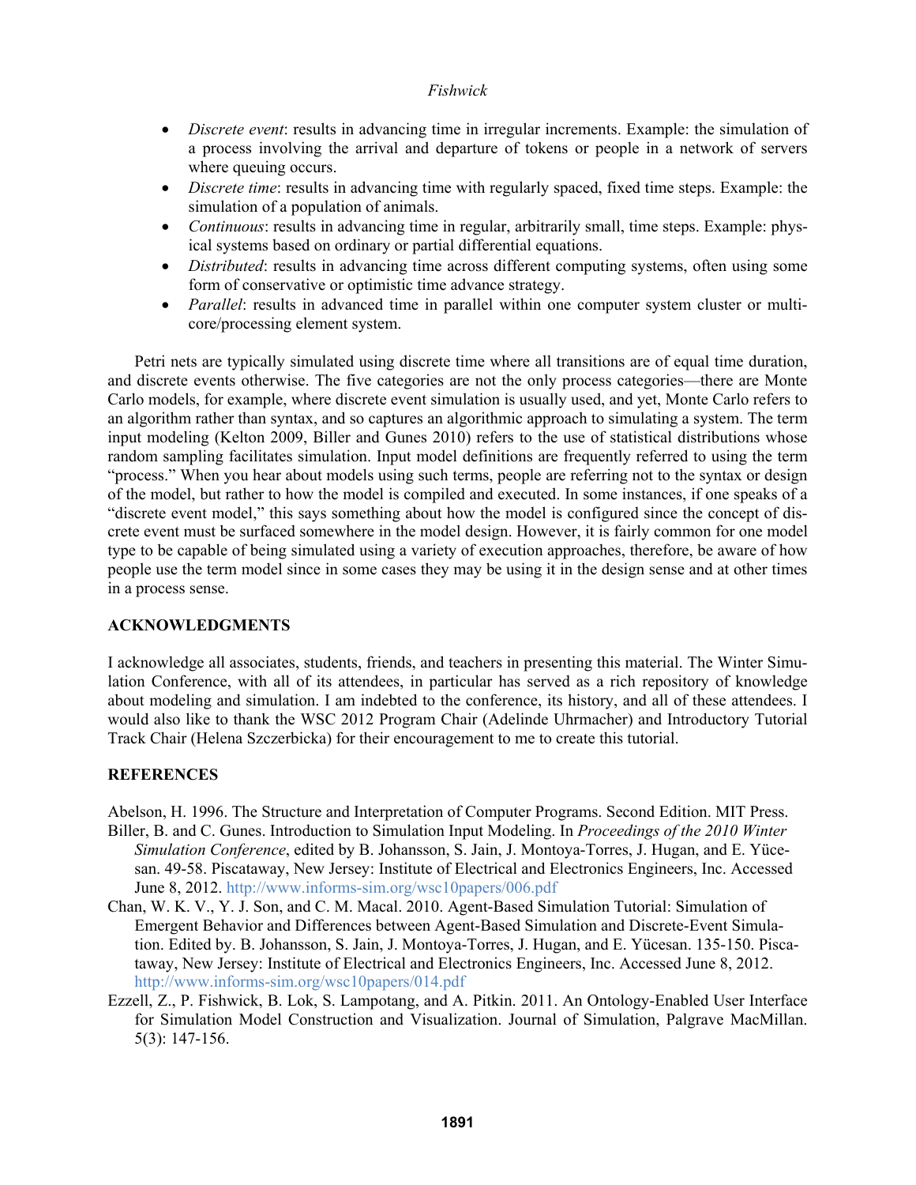- *Discrete event*: results in advancing time in irregular increments. Example: the simulation of a process involving the arrival and departure of tokens or people in a network of servers where queuing occurs.
- *Discrete time*: results in advancing time with regularly spaced, fixed time steps. Example: the simulation of a population of animals.
- *Continuous*: results in advancing time in regular, arbitrarily small, time steps. Example: physical systems based on ordinary or partial differential equations.
- *Distributed*: results in advancing time across different computing systems, often using some form of conservative or optimistic time advance strategy.
- *Parallel*: results in advanced time in parallel within one computer system cluster or multi-core/processing element system.

Petri nets are typically simulated using discrete time where all transitions are of equal time duration, and discrete events otherwise. The five categories are not the only process categories—there are Monte Carlo models, for example, where discrete event simulation is usually used, and yet, Monte Carlo refers to an algorithm rather than syntax, and so captures an algorithmic approach to simulating a system. The term input modeling (Kelton 2009, Biller and Gunes 2010) refers to the use of statistical distributions whose random sampling facilitates simulation. Input model definitions are frequently referred to using the term "process." When you hear about models using such terms, people are referring not to the syntax or design of the model, but rather to how the model is compiled and executed. In some instances, if one speaks of a "discrete event model," this says something about how the model is configured since the concept of discrete event must be surfaced somewhere in the model design. However, it is fairly common for one model type to be capable of being simulated using a variety of execution approaches, therefore, be aware of how people use the term model since in some cases they may be using it in the design sense and at other times in a process sense.

## ACKNOWLEDGMENTS

I acknowledge all associates, students, friends, and teachers in presenting this material. The Winter Simulation Conference, with all of its attendees, in particular has served as a rich repository of knowledge about modeling and simulation. I am indebted to the conference, its history, and all of these attendees. I would also like to thank the WSC 2012 Program Chair (Adelinde Uhrmacher) and Introductory Tutorial Track Chair (Helena Szczerbicka) for their encouragement to me to create this tutorial.

## REFERENCES

Abelson, H. 1996. The Structure and Interpretation of Computer Programs. Second Edition. MIT Press.

Biller, B. and C. Gunes. Introduction to Simulation Input Modeling. In *Proceedings of the 2010 Winter Simulation Conference*, edited by B. Johansson, S. Jain, J. Montoya-Torres, J. Hugan, and E. Yücesan. 49-58. Piscataway, New Jersey: Institute of Electrical and Electronics Engineers, Inc. Accessed June 8, 2012. http://www.informs-sim.org/wsc10papers/006.pdf

Chan, W. K. V., Y. J. Son, and C. M. Macal. 2010. Agent-Based Simulation Tutorial: Simulation of Emergent Behavior and Differences between Agent-Based Simulation and Discrete-Event Simulation. Edited by. B. Johansson, S. Jain, J. Montoya-Torres, J. Hugan, and E. Yücesan. 135-150. Piscataway, New Jersey: Institute of Electrical and Electronics Engineers, Inc. Accessed June 8, 2012. http://www.informs-sim.org/wsc10papers/014.pdf

Ezzell, Z., P. Fishwick, B. Lok, S. Lampotang, and A. Pitkin. 2011. An Ontology-Enabled User Interface for Simulation Model Construction and Visualization. Journal of Simulation, Palgrave MacMillan. 5(3): 147-156.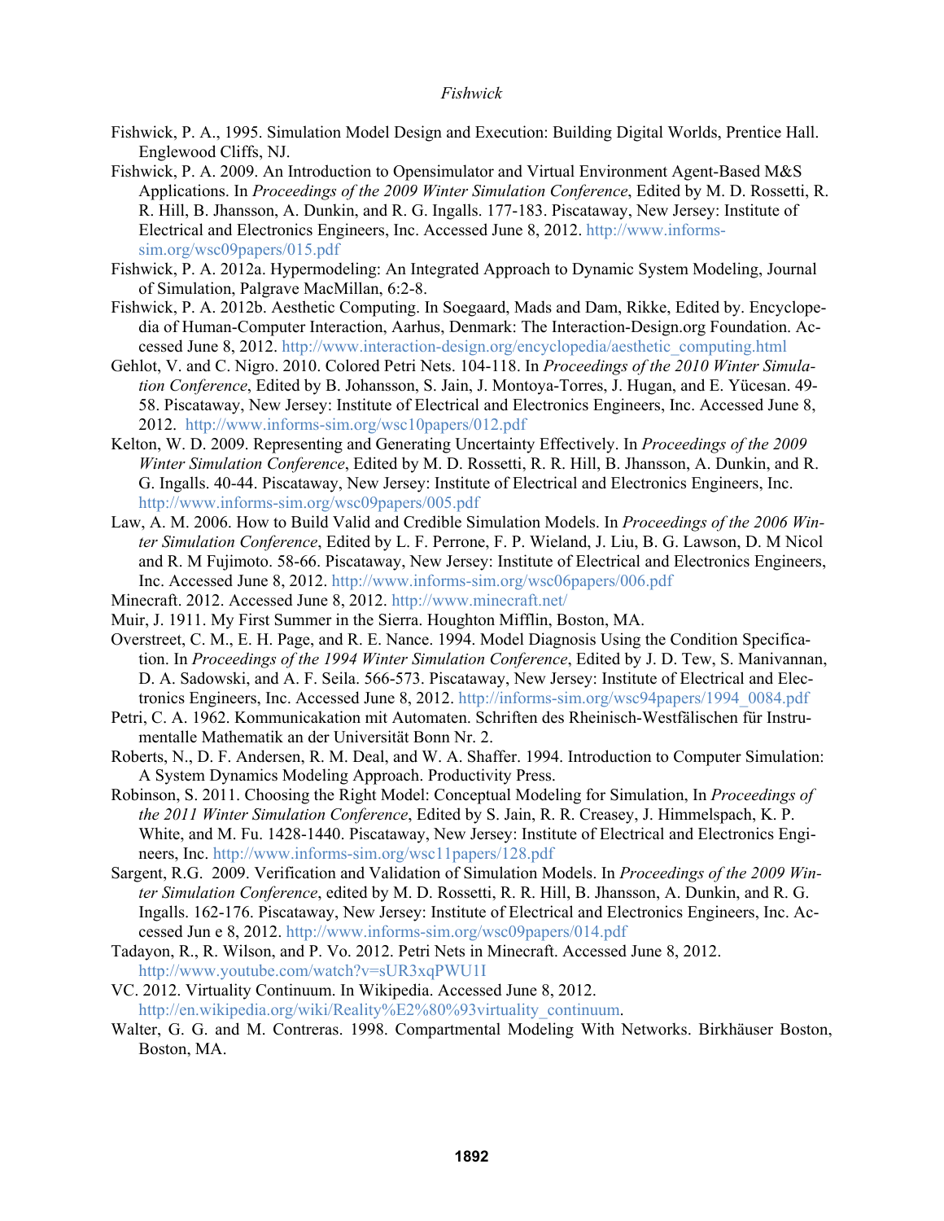Fishwick, P. A., 1995. Simulation Model Design and Execution: Building Digital Worlds, Prentice Hall. Englewood Cliffs, NJ.

Fishwick, P. A. 2009. An Introduction to Opensimulator and Virtual Environment Agent-Based M&S Applications. In *Proceedings of the 2009 Winter Simulation Conference*, Edited by M. D. Rossetti, R. R. Hill, B. Jhansson, A. Dunkin, and R. G. Ingalls. 177-183. Piscataway, New Jersey: Institute of Electrical and Electronics Engineers, Inc. Accessed June 8, 2012. http://www.informs-sim.org/wsc09papers/015.pdf

Fishwick, P. A. 2012a. Hypermodeling: An Integrated Approach to Dynamic System Modeling, Journal of Simulation, Palgrave MacMillan, 6:2-8.

Fishwick, P. A. 2012b. Aesthetic Computing. In Soegaard, Mads and Dam, Rikke, Edited by. Encyclopedia of Human-Computer Interaction, Aarhus, Denmark: The Interaction-Design.org Foundation. Accessed June 8, 2012. http://www.interaction-design.org/encyclopedia/aesthetic_computing.html

Gehlot, V. and C. Nigro. 2010. Colored Petri Nets. 104-118. In *Proceedings of the 2010 Winter Simulation Conference*, Edited by B. Johansson, S. Jain, J. Montoya-Torres, J. Hugan, and E. Yücesan. 49-58. Piscataway, New Jersey: Institute of Electrical and Electronics Engineers, Inc. Accessed June 8, 2012. http://www.informs-sim.org/wsc10papers/012.pdf

Kelton, W. D. 2009. Representing and Generating Uncertainty Effectively. In *Proceedings of the 2009 Winter Simulation Conference*, Edited by M. D. Rossetti, R. R. Hill, B. Jhansson, A. Dunkin, and R. G. Ingalls. 40-44. Piscataway, New Jersey: Institute of Electrical and Electronics Engineers, Inc. http://www.informs-sim.org/wsc09papers/005.pdf

Law, A. M. 2006. How to Build Valid and Credible Simulation Models. In *Proceedings of the 2006 Winter Simulation Conference*, Edited by L. F. Perrone, F. P. Wieland, J. Liu, B. G. Lawson, D. M Nicol and R. M Fujimoto. 58-66. Piscataway, New Jersey: Institute of Electrical and Electronics Engineers, Inc. Accessed June 8, 2012. http://www.informs-sim.org/wsc06papers/006.pdf

Minecraft. 2012. Accessed June 8, 2012. http://www.minecraft.net/

Muir, J. 1911. My First Summer in the Sierra. Houghton Mifflin, Boston, MA.

Overstreet, C. M., E. H. Page, and R. E. Nance. 1994. Model Diagnosis Using the Condition Specification. In *Proceedings of the 1994 Winter Simulation Conference*, Edited by J. D. Tew, S. Manivannan, D. A. Sadowski, and A. F. Seila. 566-573. Piscataway, New Jersey: Institute of Electrical and Electronics Engineers, Inc. Accessed June 8, 2012. http://informs-sim.org/wsc94papers/1994_0084.pdf

Petri, C. A. 1962. Kommunicakation mit Automaten. Schriften des Rheinisch-Westfälischen für Instrumentalle Mathematik an der Universität Bonn Nr. 2.

Roberts, N., D. F. Andersen, R. M. Deal, and W. A. Shaffer. 1994. Introduction to Computer Simulation: A System Dynamics Modeling Approach. Productivity Press.

Robinson, S. 2011. Choosing the Right Model: Conceptual Modeling for Simulation, In *Proceedings of the 2011 Winter Simulation Conference*, Edited by S. Jain, R. R. Creasey, J. Himmelspach, K. P. White, and M. Fu. 1428-1440. Piscataway, New Jersey: Institute of Electrical and Electronics Engineers, Inc. http://www.informs-sim.org/wsc11papers/128.pdf

Sargent, R.G. 2009. Verification and Validation of Simulation Models. In *Proceedings of the 2009 Winter Simulation Conference*, edited by M. D. Rossetti, R. R. Hill, B. Jhansson, A. Dunkin, and R. G. Ingalls. 162-176. Piscataway, New Jersey: Institute of Electrical and Electronics Engineers, Inc. Accessed Jun e 8, 2012. http://www.informs-sim.org/wsc09papers/014.pdf

Tadayon, R., R. Wilson, and P. Vo. 2012. Petri Nets in Minecraft. Accessed June 8, 2012. http://www.youtube.com/watch?v=sUR3xqPWU1I

VC. 2012. Virtuality Continuum. In Wikipedia. Accessed June 8, 2012. http://en.wikipedia.org/wiki/Reality%E2%80%93virtuality_continuum.

Walter, G. G. and M. Contreras. 1998. Compartmental Modeling With Networks. Birkhäuser Boston, Boston, MA.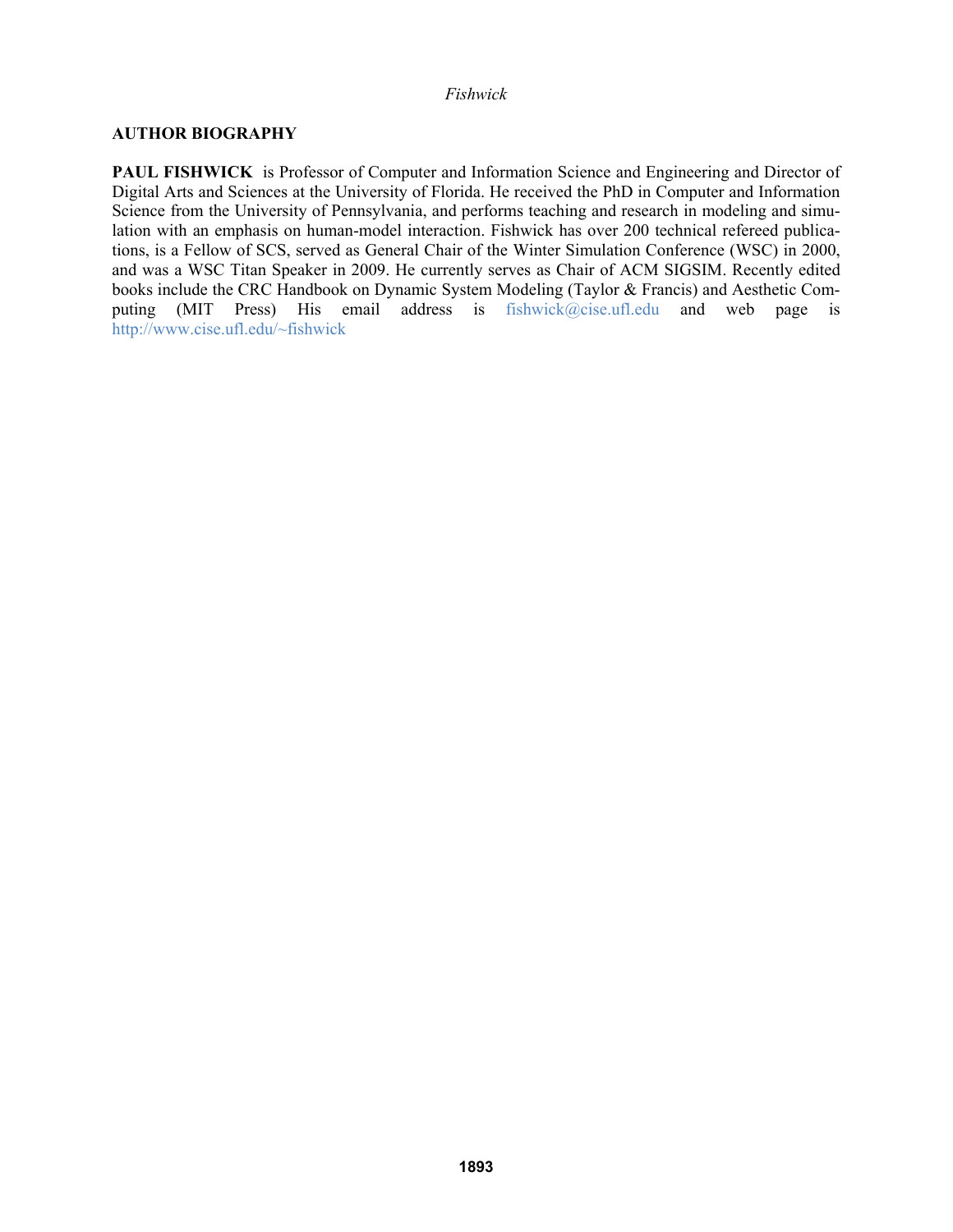## AUTHOR BIOGRAPHY

**PAUL FISHWICK** is Professor of Computer and Information Science and Engineering and Director of Digital Arts and Sciences at the University of Florida. He received the PhD in Computer and Information Science from the University of Pennsylvania, and performs teaching and research in modeling and simulation with an emphasis on human-model interaction. Fishwick has over 200 technical refereed publications, is a Fellow of SCS, served as General Chair of the Winter Simulation Conference (WSC) in 2000, and was a WSC Titan Speaker in 2009. He currently serves as Chair of ACM SIGSIM. Recently edited books include the CRC Handbook on Dynamic System Modeling (Taylor & Francis) and Aesthetic Computing (MIT Press) His email address is fishwick@cise.ufl.edu and web page is http://www.cise.ufl.edu/~fishwick